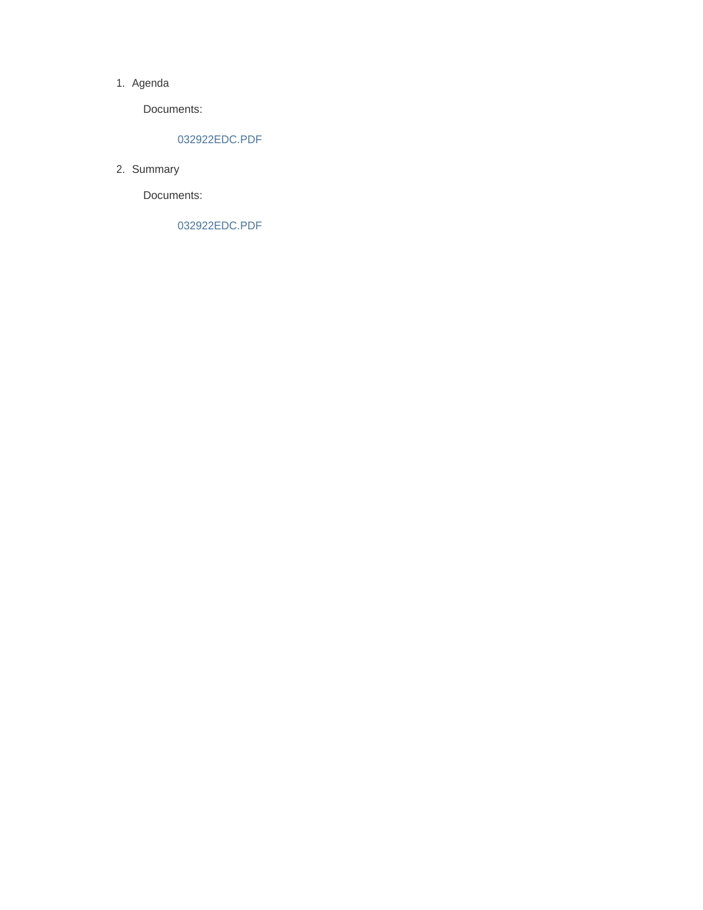1. Agenda

   Documents:

      032922EDC.PDF

2. Summary

   Documents:

      032922EDC.PDF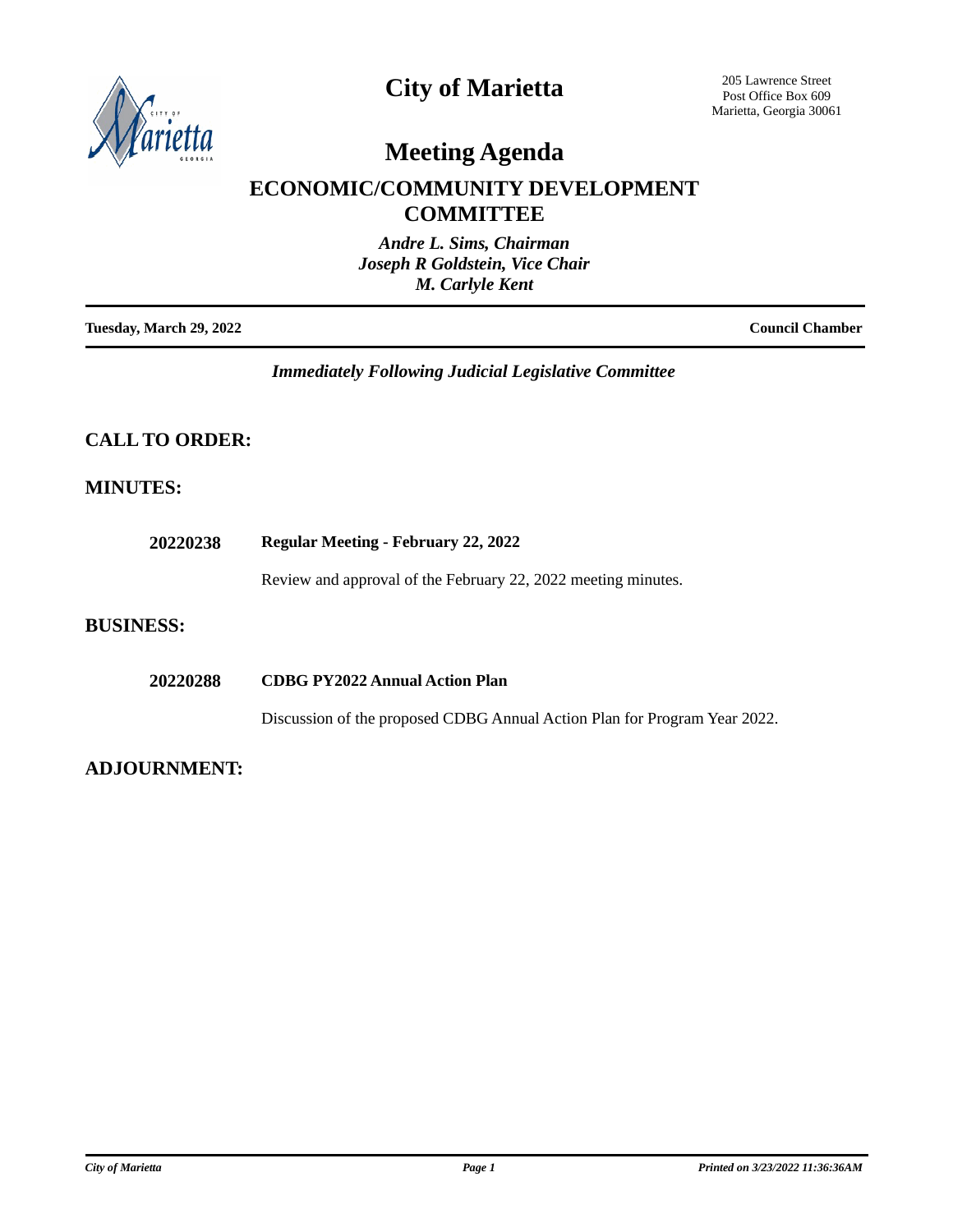# City of Marietta

205 Lawrence Street
Post Office Box 609
Marietta, Georgia 30061

# Meeting Agenda

## ECONOMIC/COMMUNITY DEVELOPMENT COMMITTEE

*Andre L. Sims, Chairman*
*Joseph R Goldstein, Vice Chair*
*M. Carlyle Kent*

**Tuesday, March 29, 2022** — **Council Chamber**

*Immediately Following Judicial Legislative Committee*

## CALL TO ORDER:

## MINUTES:

**20220238** **Regular Meeting - February 22, 2022**

Review and approval of the February 22, 2022 meeting minutes.

## BUSINESS:

**20220288** **CDBG PY2022 Annual Action Plan**

Discussion of the proposed CDBG Annual Action Plan for Program Year 2022.

## ADJOURNMENT: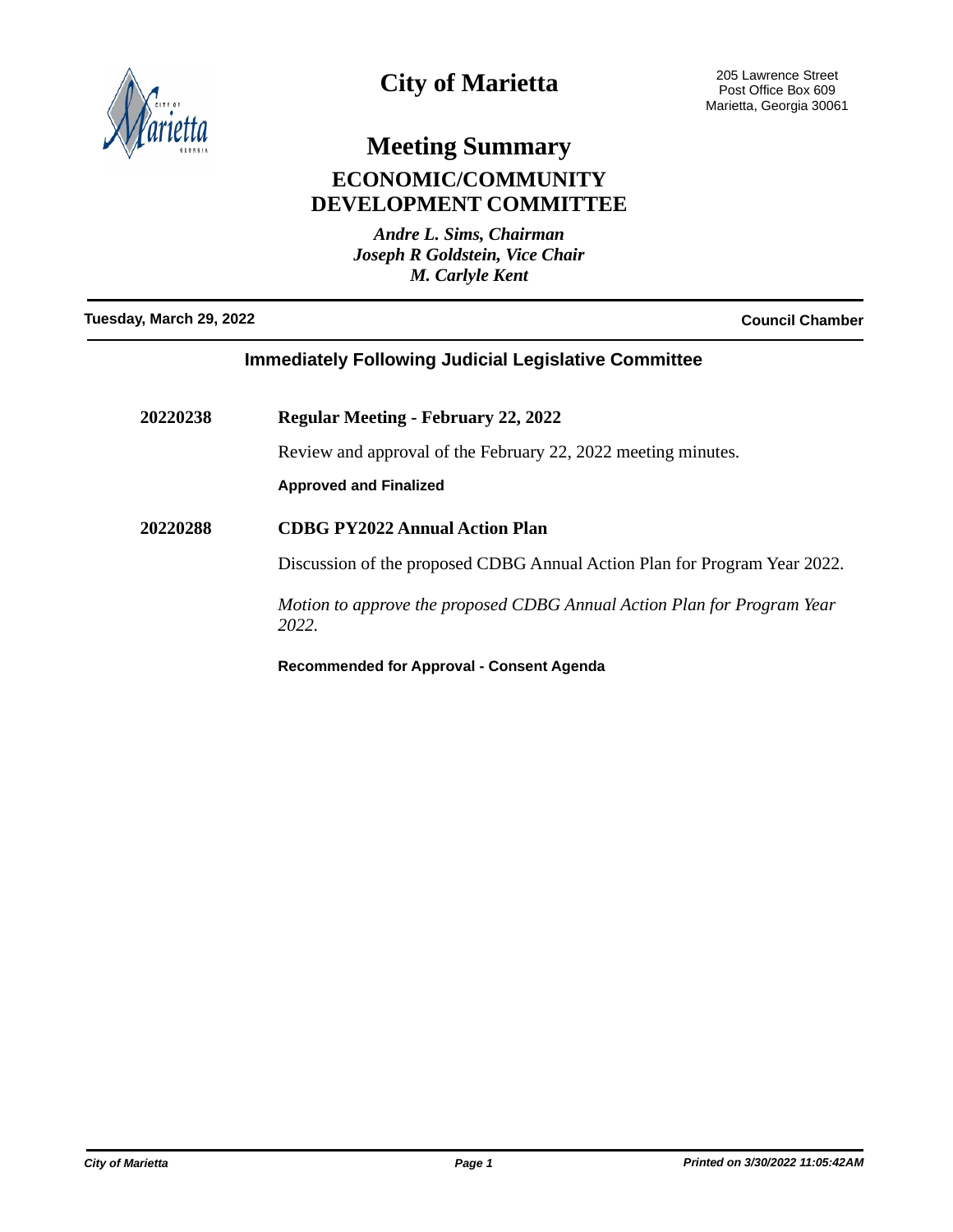# City of Marietta

205 Lawrence Street
Post Office Box 609
Marietta, Georgia 30061

## Meeting Summary

### ECONOMIC/COMMUNITY DEVELOPMENT COMMITTEE

*Andre L. Sims, Chairman*
*Joseph R Goldstein, Vice Chair*
*M. Carlyle Kent*

**Tuesday, March 29, 2022** | **Council Chamber**

**Immediately Following Judicial Legislative Committee**

**20220238** **Regular Meeting - February 22, 2022**

Review and approval of the February 22, 2022 meeting minutes.

**Approved and Finalized**

**20220288** **CDBG PY2022 Annual Action Plan**

Discussion of the proposed CDBG Annual Action Plan for Program Year 2022.

*Motion to approve the proposed CDBG Annual Action Plan for Program Year 2022.*

**Recommended for Approval - Consent Agenda**